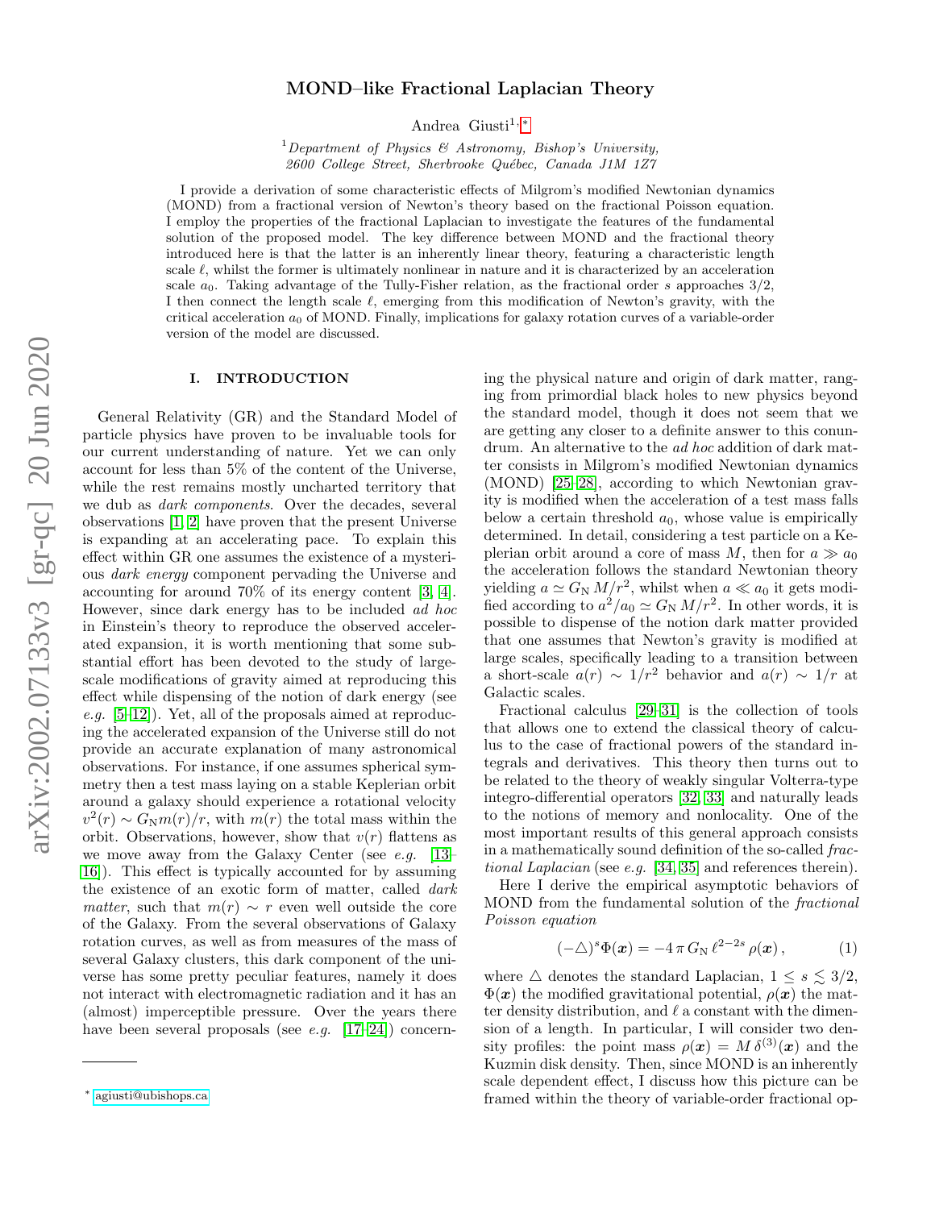# MOND–like Fractional Laplacian Theory

Andrea Giusti[1,*]

[1] *Department of Physics & Astronomy, Bishop's University, 2600 College Street, Sherbrooke Québec, Canada J1M 1Z7*

I provide a derivation of some characteristic effects of Milgrom's modified Newtonian dynamics (MOND) from a fractional version of Newton's theory based on the fractional Poisson equation. I employ the properties of the fractional Laplacian to investigate the features of the fundamental solution of the proposed model. The key difference between MOND and the fractional theory introduced here is that the latter is an inherently linear theory, featuring a characteristic length scale $\ell$, whilst the former is ultimately nonlinear in nature and it is characterized by an acceleration scale $a_0$. Taking advantage of the Tully-Fisher relation, as the fractional order $s$ approaches $3/2$, I then connect the length scale $\ell$, emerging from this modification of Newton's gravity, with the critical acceleration $a_0$ of MOND. Finally, implications for galaxy rotation curves of a variable-order version of the model are discussed.

## I. INTRODUCTION

General Relativity (GR) and the Standard Model of particle physics have proven to be invaluable tools for our current understanding of nature. Yet we can only account for less than 5% of the content of the Universe, while the rest remains mostly uncharted territory that we dub as *dark components*. Over the decades, several observations [1, 2] have proven that the present Universe is expanding at an accelerating pace. To explain this effect within GR one assumes the existence of a mysterious *dark energy* component pervading the Universe and accounting for around 70% of its energy content [3, 4]. However, since dark energy has to be included *ad hoc* in Einstein's theory to reproduce the observed accelerated expansion, it is worth mentioning that some substantial effort has been devoted to the study of large-scale modifications of gravity aimed at reproducing this effect while dispensing of the notion of dark energy (see *e.g.* [5–12]). Yet, all of the proposals aimed at reproducing the accelerated expansion of the Universe still do not provide an accurate explanation of many astronomical observations. For instance, if one assumes spherical symmetry then a test mass laying on a stable Keplerian orbit around a galaxy should experience a rotational velocity $v^2(r) \sim G_{\rm N} m(r)/r$, with $m(r)$ the total mass within the orbit. Observations, however, show that $v(r)$ flattens as we move away from the Galaxy Center (see *e.g.* [13–16]). This effect is typically accounted for by assuming the existence of an exotic form of matter, called *dark matter*, such that $m(r) \sim r$ even well outside the core of the Galaxy. From the several observations of Galaxy rotation curves, as well as from measures of the mass of several Galaxy clusters, this dark component of the universe has some pretty peculiar features, namely it does not interact with electromagnetic radiation and it has an (almost) imperceptible pressure. Over the years there have been several proposals (see *e.g.* [17–24]) concerning the physical nature and origin of dark matter, ranging from primordial black holes to new physics beyond the standard model, though it does not seem that we are getting any closer to a definite answer to this conundrum. An alternative to the *ad hoc* addition of dark matter consists in Milgrom's modified Newtonian dynamics (MOND) [25–28], according to which Newtonian gravity is modified when the acceleration of a test mass falls below a certain threshold $a_0$, whose value is empirically determined. In detail, considering a test particle on a Keplerian orbit around a core of mass $M$, then for $a \gg a_0$ the acceleration follows the standard Newtonian theory yielding $a \simeq G_{\rm N}\, M/r^2$, whilst when $a \ll a_0$ it gets modified according to $a^2/a_0 \simeq G_{\rm N}\, M/r^2$. In other words, it is possible to dispense of the notion dark matter provided that one assumes that Newton's gravity is modified at large scales, specifically leading to a transition between a short-scale $a(r) \sim 1/r^2$ behavior and $a(r) \sim 1/r$ at Galactic scales.

Fractional calculus [29–31] is the collection of tools that allows one to extend the classical theory of calculus to the case of fractional powers of the standard integrals and derivatives. This theory then turns out to be related to the theory of weakly singular Volterra-type integro-differential operators [32, 33] and naturally leads to the notions of memory and nonlocality. One of the most important results of this general approach consists in a mathematically sound definition of the so-called *fractional Laplacian* (see *e.g.* [34, 35] and references therein).

Here I derive the empirical asymptotic behaviors of MOND from the fundamental solution of the *fractional Poisson equation*

$$(-\triangle)^s \Phi(\boldsymbol{x}) = -4\,\pi\, G_{\rm N}\, \ell^{2-2s}\, \rho(\boldsymbol{x})\,, \tag{1}$$

where $\triangle$ denotes the standard Laplacian, $1 \leq s \lesssim 3/2$, $\Phi(\boldsymbol{x})$ the modified gravitational potential, $\rho(\boldsymbol{x})$ the matter density distribution, and $\ell$ a constant with the dimension of a length. In particular, I will consider two density profiles: the point mass $\rho(\boldsymbol{x}) = M\, \delta^{(3)}(\boldsymbol{x})$ and the Kuzmin disk density. Then, since MOND is an inherently scale dependent effect, I discuss how this picture can be framed within the theory of variable-order fractional op-

---

[*] agiusti@ubishops.ca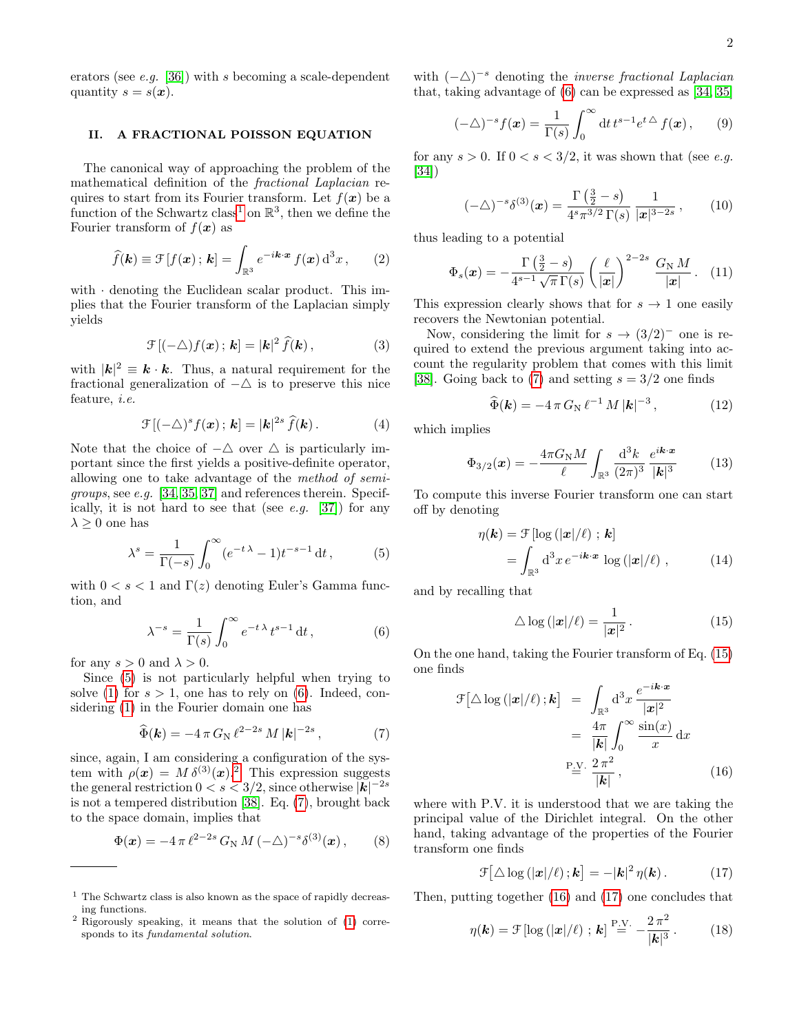erators (see *e.g.* [36]) with $s$ becoming a scale-dependent quantity $s = s(\boldsymbol{x})$.

## II. A FRACTIONAL POISSON EQUATION

The canonical way of approaching the problem of the mathematical definition of the *fractional Laplacian* requires to start from its Fourier transform. Let $f(\boldsymbol{x})$ be a function of the Schwartz class[1] on $\mathbb{R}^3$, then we define the Fourier transform of $f(\boldsymbol{x})$ as

$$\widehat{f}(\boldsymbol{k}) \equiv \mathcal{F}\left[f(\boldsymbol{x})\,;\,\boldsymbol{k}\right] = \int_{\mathbb{R}^3} e^{-i\boldsymbol{k}\cdot\boldsymbol{x}}\, f(\boldsymbol{x})\, \mathrm{d}^3x\,, \tag{2}$$

with $\cdot$ denoting the Euclidean scalar product. This implies that the Fourier transform of the Laplacian simply yields

$$\mathcal{F}\left[(-\triangle) f(\boldsymbol{x})\,;\,\boldsymbol{k}\right] = |\boldsymbol{k}|^2\, \widehat{f}(\boldsymbol{k})\,, \tag{3}$$

with $|\boldsymbol{k}|^2 \equiv \boldsymbol{k}\cdot\boldsymbol{k}$. Thus, a natural requirement for the fractional generalization of $-\triangle$ is to preserve this nice feature, *i.e.*

$$\mathcal{F}\left[(-\triangle)^s f(\boldsymbol{x})\,;\,\boldsymbol{k}\right] = |\boldsymbol{k}|^{2s}\, \widehat{f}(\boldsymbol{k})\,. \tag{4}$$

Note that the choice of $-\triangle$ over $\triangle$ is particularly important since the first yields a positive-definite operator, allowing one to take advantage of the *method of semigroups*, see *e.g.* [34, 35, 37] and references therein. Specifically, it is not hard to see that (see *e.g.* [37]) for any $\lambda \geq 0$ one has

$$\lambda^s = \frac{1}{\Gamma(-s)} \int_0^\infty (e^{-t\,\lambda} - 1) t^{-s-1}\, \mathrm{d}t\,, \tag{5}$$

with $0 < s < 1$ and $\Gamma(z)$ denoting Euler's Gamma function, and

$$\lambda^{-s} = \frac{1}{\Gamma(s)} \int_0^\infty e^{-t\,\lambda}\, t^{s-1}\, \mathrm{d}t\,, \tag{6}$$

for any $s > 0$ and $\lambda > 0$.

Since (5) is not particularly helpful when trying to solve (1) for $s > 1$, one has to rely on (6). Indeed, considering (1) in the Fourier domain one has

$$\widehat{\Phi}(\boldsymbol{k}) = -4\,\pi\, G_{\mathrm{N}}\, \ell^{2-2s}\, M\, |\boldsymbol{k}|^{-2s}\,, \tag{7}$$

since, again, I am considering a configuration of the system with $\rho(\boldsymbol{x}) = M\,\delta^{(3)}(\boldsymbol{x})$.[2] This expression suggests the general restriction $0 < s < 3/2$, since otherwise $|\boldsymbol{k}|^{-2s}$ is not a tempered distribution [38]. Eq. (7), brought back to the space domain, implies that

$$\Phi(\boldsymbol{x}) = -4\,\pi\, \ell^{2-2s}\, G_{\mathrm{N}}\, M\, (-\triangle)^{-s} \delta^{(3)}(\boldsymbol{x})\,, \tag{8}$$

with $(-\triangle)^{-s}$ denoting the *inverse fractional Laplacian* that, taking advantage of (6) can be expressed as [34, 35]

$$(-\triangle)^{-s} f(\boldsymbol{x}) = \frac{1}{\Gamma(s)} \int_0^\infty \mathrm{d}t\, t^{s-1} e^{t\,\triangle}\, f(\boldsymbol{x})\,, \tag{9}$$

for any $s > 0$. If $0 < s < 3/2$, it was shown that (see *e.g.* [34])

$$(-\triangle)^{-s} \delta^{(3)}(\boldsymbol{x}) = \frac{\Gamma\left(\frac{3}{2} - s\right)}{4^s \pi^{3/2}\, \Gamma(s)}\, \frac{1}{|\boldsymbol{x}|^{3-2s}}\,, \tag{10}$$

thus leading to a potential

$$\Phi_s(\boldsymbol{x}) = -\frac{\Gamma\left(\frac{3}{2} - s\right)}{4^{s-1}\sqrt{\pi}\,\Gamma(s)} \left(\frac{\ell}{|\boldsymbol{x}|}\right)^{2-2s} \frac{G_{\mathrm{N}}\, M}{|\boldsymbol{x}|}\,. \tag{11}$$

This expression clearly shows that for $s \to 1$ one easily recovers the Newtonian potential.

Now, considering the limit for $s \to (3/2)^-$ one is required to extend the previous argument taking into account the regularity problem that comes with this limit [38]. Going back to (7) and setting $s = 3/2$ one finds

$$\widehat{\Phi}(\boldsymbol{k}) = -4\,\pi\, G_{\mathrm{N}}\, \ell^{-1}\, M\, |\boldsymbol{k}|^{-3}\,, \tag{12}$$

which implies

$$\Phi_{3/2}(\boldsymbol{x}) = -\frac{4\pi G_{\mathrm{N}} M}{\ell} \int_{\mathbb{R}^3} \frac{\mathrm{d}^3k}{(2\pi)^3}\, \frac{e^{i\boldsymbol{k}\cdot\boldsymbol{x}}}{|\boldsymbol{k}|^3} \tag{13}$$

To compute this inverse Fourier transform one can start off by denoting

$$\begin{aligned}\eta(\boldsymbol{k}) &= \mathcal{F}\left[\log\left(|\boldsymbol{x}|/\ell\right)\,;\,\boldsymbol{k}\right] \\ &= \int_{\mathbb{R}^3} \mathrm{d}^3x\, e^{-i\boldsymbol{k}\cdot\boldsymbol{x}}\, \log\left(|\boldsymbol{x}|/\ell\right)\,,\end{aligned} \tag{14}$$

and by recalling that

$$\triangle \log\left(|\boldsymbol{x}|/\ell\right) = \frac{1}{|\boldsymbol{x}|^2}\,. \tag{15}$$

On the one hand, taking the Fourier transform of Eq. (15) one finds

$$\begin{aligned}\mathcal{F}\big[\triangle \log\left(|\boldsymbol{x}|/\ell\right); \boldsymbol{k}\big] &= \int_{\mathbb{R}^3} \mathrm{d}^3x\, \frac{e^{-i\boldsymbol{k}\cdot\boldsymbol{x}}}{|\boldsymbol{x}|^2} \\ &= \frac{4\pi}{|\boldsymbol{k}|} \int_0^\infty \frac{\sin(x)}{x}\, \mathrm{d}x \\ &\overset{\text{P.V.}}{=} \frac{2\,\pi^2}{|\boldsymbol{k}|}\,,\end{aligned} \tag{16}$$

where with P.V. it is understood that we are taking the principal value of the Dirichlet integral. On the other hand, taking advantage of the properties of the Fourier transform one finds

$$\mathcal{F}\big[\triangle \log\left(|\boldsymbol{x}|/\ell\right); \boldsymbol{k}\big] = -|\boldsymbol{k}|^2\, \eta(\boldsymbol{k})\,. \tag{17}$$

Then, putting together (16) and (17) one concludes that

$$\eta(\boldsymbol{k}) = \mathcal{F}\left[\log\left(|\boldsymbol{x}|/\ell\right)\,;\,\boldsymbol{k}\right] \overset{\text{P.V.}}{=} -\frac{2\,\pi^2}{|\boldsymbol{k}|^3}\,. \tag{18}$$

---

[1] The Schwartz class is also known as the space of rapidly decreasing functions.

[2] Rigorously speaking, it means that the solution of (1) corresponds to its *fundamental solution*.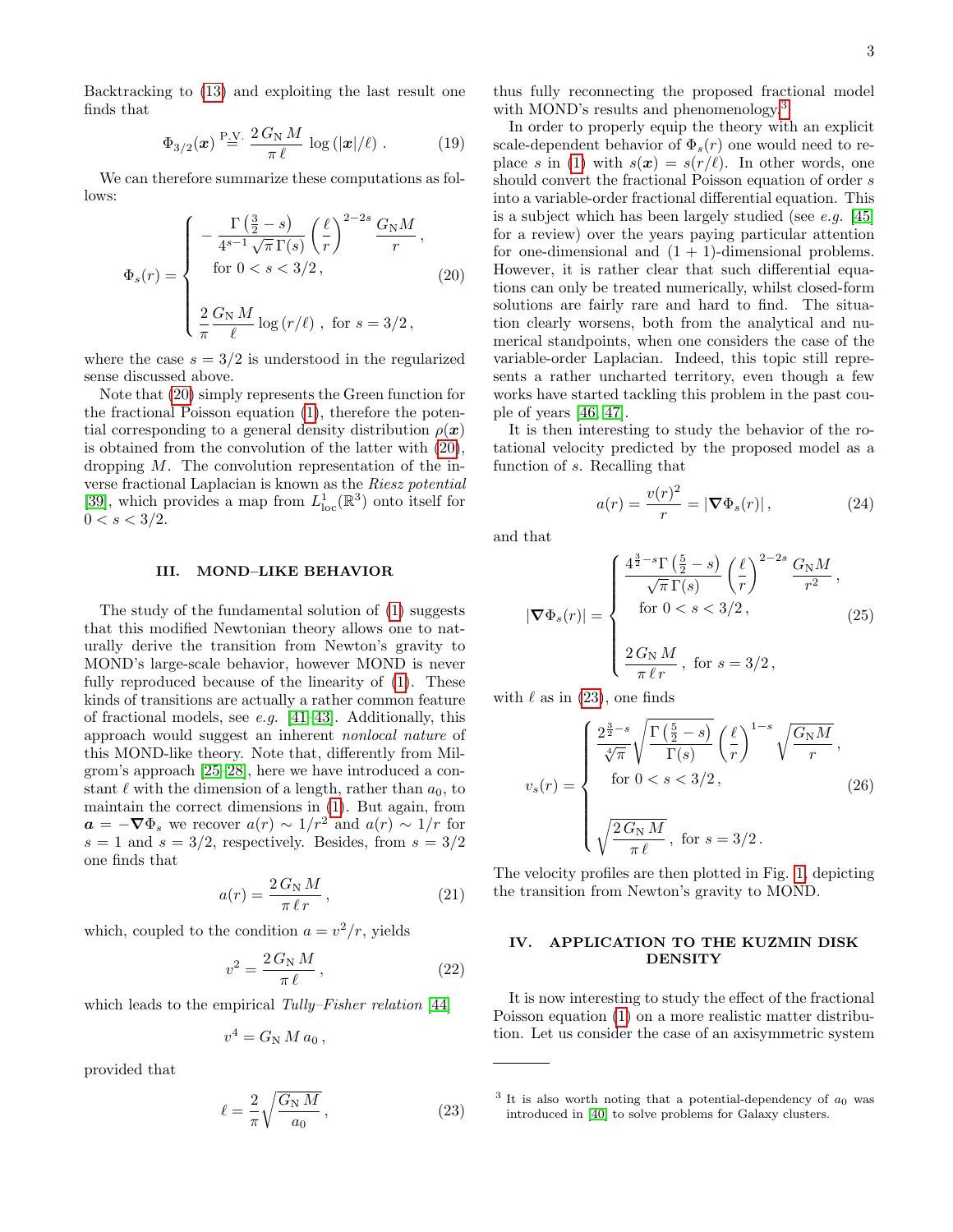Backtracking to (13) and exploiting the last result one finds that

$$\Phi_{3/2}(\boldsymbol{x}) \overset{\text{P.V.}}{=} \frac{2\, G_{\text{N}}\, M}{\pi\, \ell} \log\left(|\boldsymbol{x}|/\ell\right) . \tag{19}$$

We can therefore summarize these computations as follows:

$$\Phi_s(r) = \begin{cases} -\dfrac{\Gamma\left(\frac{3}{2}-s\right)}{4^{s-1}\sqrt{\pi}\,\Gamma(s)} \left(\dfrac{\ell}{r}\right)^{2-2s} \dfrac{G_{\text{N}} M}{r} \,, \\ \quad \text{for } 0 < s < 3/2 \,, \\ \\ \dfrac{2}{\pi} \dfrac{G_{\text{N}}\, M}{\ell} \log\left(r/\ell\right) \,, \text{ for } s = 3/2 \,, \end{cases} \tag{20}$$

where the case $s = 3/2$ is understood in the regularized sense discussed above.

Note that (20) simply represents the Green function for the fractional Poisson equation (1), therefore the potential corresponding to a general density distribution $\rho(\boldsymbol{x})$ is obtained from the convolution of the latter with (20), dropping $M$. The convolution representation of the inverse fractional Laplacian is known as the *Riesz potential* [39], which provides a map from $L^1_{\text{loc}}(\mathbb{R}^3)$ onto itself for $0 < s < 3/2$.

## III. MOND–LIKE BEHAVIOR

The study of the fundamental solution of (1) suggests that this modified Newtonian theory allows one to naturally derive the transition from Newton's gravity to MOND's large-scale behavior, however MOND is never fully reproduced because of the linearity of (1). These kinds of transitions are actually a rather common feature of fractional models, see *e.g.* [41–43]. Additionally, this approach would suggest an inherent *nonlocal nature* of this MOND-like theory. Note that, differently from Milgrom's approach [25–28], here we have introduced a constant $\ell$ with the dimension of a length, rather than $a_0$, to maintain the correct dimensions in (1). But again, from $\boldsymbol{a} = -\boldsymbol{\nabla}\Phi_s$ we recover $a(r) \sim 1/r^2$ and $a(r) \sim 1/r$ for $s = 1$ and $s = 3/2$, respectively. Besides, from $s = 3/2$ one finds that

$$a(r) = \frac{2\, G_{\text{N}}\, M}{\pi\, \ell\, r} \,, \tag{21}$$

which, coupled to the condition $a = v^2/r$, yields

$$v^2 = \frac{2\, G_{\text{N}}\, M}{\pi\, \ell} \,, \tag{22}$$

which leads to the empirical *Tully–Fisher relation* [44]

$$v^4 = G_{\text{N}}\, M\, a_0 \,,$$

provided that

$$\ell = \frac{2}{\pi} \sqrt{\frac{G_{\text{N}}\, M}{a_0}} \,, \tag{23}$$

thus fully reconnecting the proposed fractional model with MOND's results and phenomenology.[3]

In order to properly equip the theory with an explicit scale-dependent behavior of $\Phi_s(r)$ one would need to replace $s$ in (1) with $s(\boldsymbol{x}) = s(r/\ell)$. In other words, one should convert the fractional Poisson equation of order $s$ into a variable-order fractional differential equation. This is a subject which has been largely studied (see *e.g.* [45] for a review) over the years paying particular attention for one-dimensional and $(1+1)$-dimensional problems. However, it is rather clear that such differential equations can only be treated numerically, whilst closed-form solutions are fairly rare and hard to find. The situation clearly worsens, both from the analytical and numerical standpoints, when one considers the case of the variable-order Laplacian. Indeed, this topic still represents a rather uncharted territory, even though a few works have started tackling this problem in the past couple of years [46, 47].

It is then interesting to study the behavior of the rotational velocity predicted by the proposed model as a function of $s$. Recalling that

$$a(r) = \frac{v(r)^2}{r} = |\boldsymbol{\nabla}\Phi_s(r)| \,, \tag{24}$$

and that

$$|\boldsymbol{\nabla}\Phi_s(r)| = \begin{cases} \dfrac{4^{\frac{3}{2}-s}\,\Gamma\left(\frac{5}{2}-s\right)}{\sqrt{\pi}\,\Gamma(s)} \left(\dfrac{\ell}{r}\right)^{2-2s} \dfrac{G_{\text{N}} M}{r^2} \,, \\ \quad \text{for } 0 < s < 3/2 \,, \\ \\ \dfrac{2\, G_{\text{N}}\, M}{\pi\, \ell\, r} \,, \text{ for } s = 3/2 \,, \end{cases} \tag{25}$$

with $\ell$ as in (23), one finds

$$v_s(r) = \begin{cases} \dfrac{2^{\frac{3}{2}-s}}{\sqrt[4]{\pi}} \sqrt{\dfrac{\Gamma\left(\frac{5}{2}-s\right)}{\Gamma(s)}} \left(\dfrac{\ell}{r}\right)^{1-s} \sqrt{\dfrac{G_{\text{N}} M}{r}} \,, \\ \quad \text{for } 0 < s < 3/2 \,, \\ \\ \sqrt{\dfrac{2\, G_{\text{N}}\, M}{\pi\, \ell}} \,, \text{ for } s = 3/2 \,. \end{cases} \tag{26}$$

The velocity profiles are then plotted in Fig. 1, depicting the transition from Newton's gravity to MOND.

## IV. APPLICATION TO THE KUZMIN DISK DENSITY

It is now interesting to study the effect of the fractional Poisson equation (1) on a more realistic matter distribution. Let us consider the case of an axisymmetric system

[3] It is also worth noting that a potential-dependency of $a_0$ was introduced in [40] to solve problems for Galaxy clusters.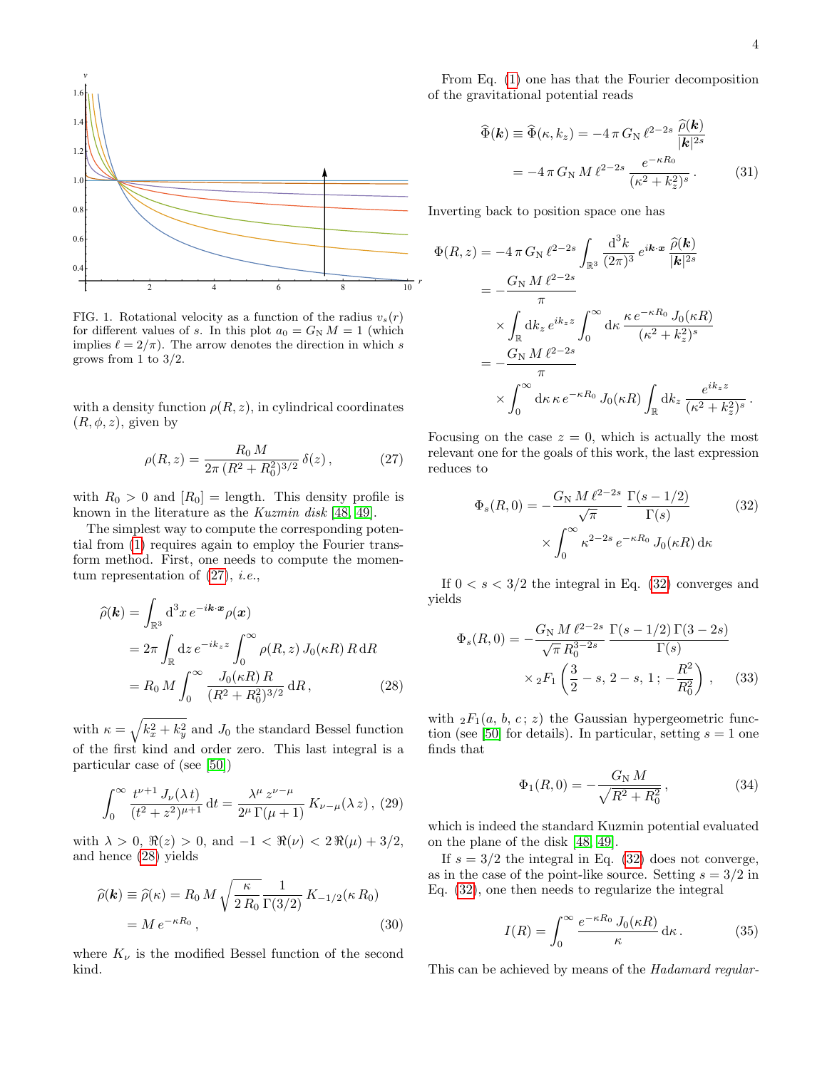FIG. 1. Rotational velocity as a function of the radius $v_s(r)$ for different values of $s$. In this plot $a_0 = G_{\rm N}\, M = 1$ (which implies $\ell = 2/\pi$). The arrow denotes the direction in which $s$ grows from 1 to 3/2.

with a density function $\rho(R,z)$, in cylindrical coordinates $(R,\phi,z)$, given by

$$\rho(R,z) = \frac{R_0\, M}{2\pi\,(R^2+R_0^2)^{3/2}}\,\delta(z)\,, \tag{27}$$

with $R_0 > 0$ and $[R_0] =$ length. This density profile is known in the literature as the *Kuzmin disk* [48, 49].

The simplest way to compute the corresponding potential from (1) requires again to employ the Fourier transform method. First, one needs to compute the momentum representation of (27), *i.e.*,

$$\begin{aligned}
\widehat{\rho}(\boldsymbol{k}) &= \int_{\mathbb{R}^3} {\rm d}^3x\, e^{-i\boldsymbol{k}\cdot\boldsymbol{x}} \rho(\boldsymbol{x}) \\
&= 2\pi \int_{\mathbb{R}} {\rm d}z\, e^{-ik_z z} \int_0^\infty \rho(R,z)\, J_0(\kappa R)\, R\, {\rm d}R \\
&= R_0\, M \int_0^\infty \frac{J_0(\kappa R)\, R}{(R^2+R_0^2)^{3/2}}\, {\rm d}R\,,
\end{aligned} \tag{28}$$

with $\kappa = \sqrt{k_x^2+k_y^2}$ and $J_0$ the standard Bessel function of the first kind and order zero. This last integral is a particular case of (see [50])

$$\int_0^\infty \frac{t^{\nu+1}\, J_\nu(\lambda\, t)}{(t^2+z^2)^{\mu+1}}\, {\rm d}t = \frac{\lambda^\mu\, z^{\nu-\mu}}{2^\mu\, \Gamma(\mu+1)}\, K_{\nu-\mu}(\lambda\, z)\,, \tag{29}$$

with $\lambda > 0$, $\Re(z) > 0$, and $-1 < \Re(\nu) < 2\,\Re(\mu) + 3/2$, and hence (28) yields

$$\begin{aligned}
\widehat{\rho}(\boldsymbol{k}) \equiv \widehat{\rho}(\kappa) &= R_0\, M \sqrt{\frac{\kappa}{2\, R_0}}\, \frac{1}{\Gamma(3/2)}\, K_{-1/2}(\kappa\, R_0) \\
&= M\, e^{-\kappa R_0}\,,
\end{aligned} \tag{30}$$

where $K_\nu$ is the modified Bessel function of the second kind.

From Eq. (1) one has that the Fourier decomposition of the gravitational potential reads

$$\begin{aligned}
\widehat{\Phi}(\boldsymbol{k}) \equiv \widehat{\Phi}(\kappa, k_z) &= -4\,\pi\, G_{\rm N}\, \ell^{2-2s}\, \frac{\widehat{\rho}(\boldsymbol{k})}{|\boldsymbol{k}|^{2s}} \\
&= -4\,\pi\, G_{\rm N}\, M\, \ell^{2-2s}\, \frac{e^{-\kappa R_0}}{(\kappa^2+k_z^2)^s}\,.
\end{aligned} \tag{31}$$

Inverting back to position space one has

$$\begin{aligned}
\Phi(R,z) &= -4\,\pi\, G_{\rm N}\, \ell^{2-2s} \int_{\mathbb{R}^3} \frac{{\rm d}^3k}{(2\pi)^3}\, e^{i\boldsymbol{k}\cdot\boldsymbol{x}}\, \frac{\widehat{\rho}(\boldsymbol{k})}{|\boldsymbol{k}|^{2s}} \\
&= -\frac{G_{\rm N}\, M\, \ell^{2-2s}}{\pi} \\
&\quad\times \int_{\mathbb{R}} {\rm d}k_z\, e^{ik_z z} \int_0^\infty {\rm d}\kappa\, \frac{\kappa\, e^{-\kappa R_0}\, J_0(\kappa R)}{(\kappa^2+k_z^2)^s} \\
&= -\frac{G_{\rm N}\, M\, \ell^{2-2s}}{\pi} \\
&\quad\times \int_0^\infty {\rm d}\kappa\, \kappa\, e^{-\kappa R_0}\, J_0(\kappa R) \int_{\mathbb{R}} {\rm d}k_z\, \frac{e^{ik_z z}}{(\kappa^2+k_z^2)^s}\,.
\end{aligned}$$

Focusing on the case $z = 0$, which is actually the most relevant one for the goals of this work, the last expression reduces to

$$\begin{aligned}
\Phi_s(R,0) = &-\frac{G_{\rm N}\, M\, \ell^{2-2s}}{\sqrt{\pi}}\, \frac{\Gamma(s-1/2)}{\Gamma(s)} \\
&\times \int_0^\infty \kappa^{2-2s}\, e^{-\kappa R_0}\, J_0(\kappa R)\, {\rm d}\kappa
\end{aligned} \tag{32}$$

If $0 < s < 3/2$ the integral in Eq. (32) converges and yields

$$\begin{aligned}
\Phi_s(R,0) = &-\frac{G_{\rm N}\, M\, \ell^{2-2s}}{\sqrt{\pi}\, R_0^{3-2s}}\, \frac{\Gamma(s-1/2)\,\Gamma(3-2s)}{\Gamma(s)} \\
&\times {}_2F_1\left(\frac{3}{2}-s,\, 2-s,\, 1\, ;\, -\frac{R^2}{R_0^2}\right)\,,
\end{aligned} \tag{33}$$

with ${}_2F_1(a,\, b,\, c\, ;\, z)$ the Gaussian hypergeometric function (see [50] for details). In particular, setting $s = 1$ one finds that

$$\Phi_1(R,0) = -\frac{G_{\rm N}\, M}{\sqrt{R^2+R_0^2}}\,, \tag{34}$$

which is indeed the standard Kuzmin potential evaluated on the plane of the disk [48, 49].

If $s = 3/2$ the integral in Eq. (32) does not converge, as in the case of the point-like source. Setting $s = 3/2$ in Eq. (32), one then needs to regularize the integral

$$I(R) = \int_0^\infty \frac{e^{-\kappa R_0}\, J_0(\kappa R)}{\kappa}\, {\rm d}\kappa\,. \tag{35}$$

This can be achieved by means of the *Hadamard regular-*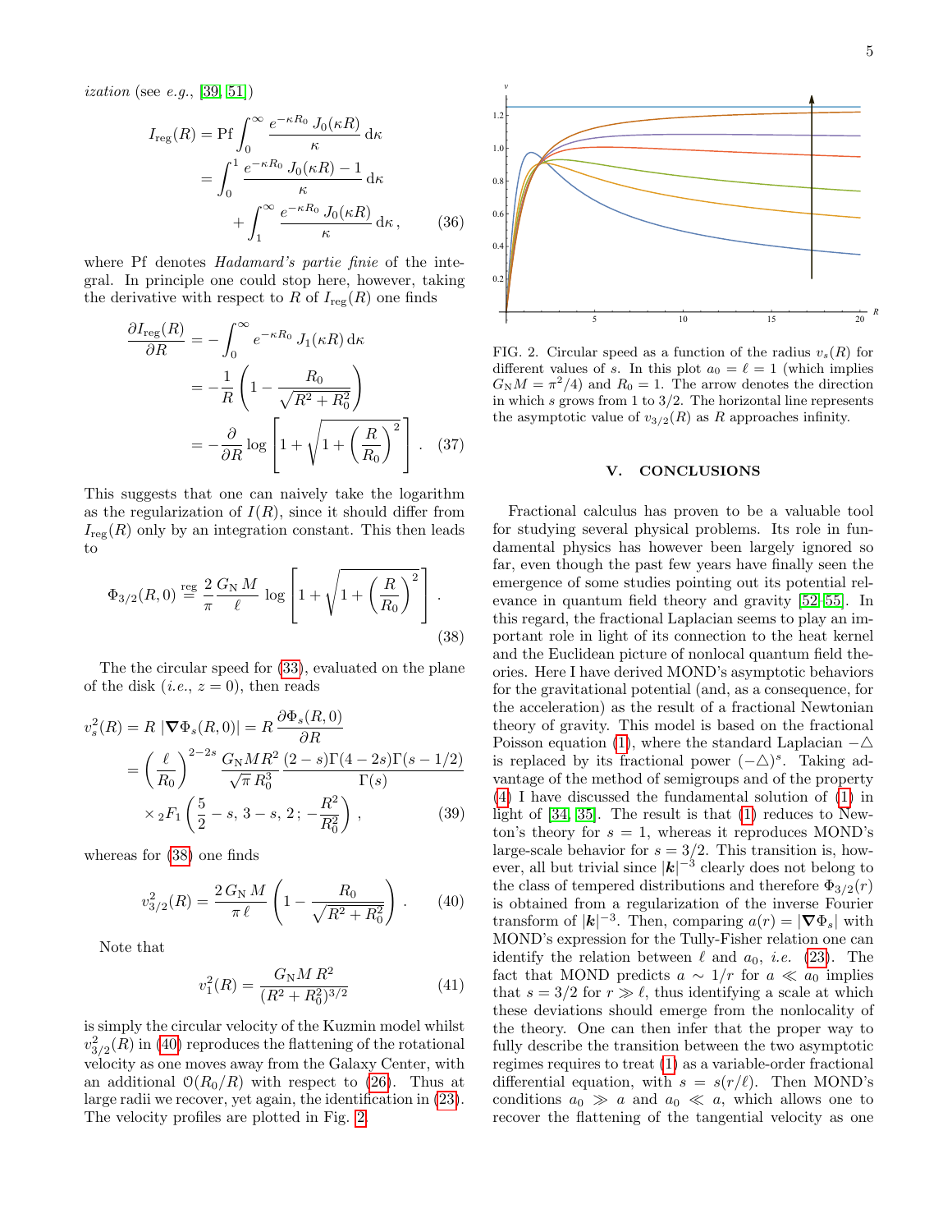*ization* (see *e.g.*, [39, 51])

$$
\begin{aligned}
I_{\rm reg}(R) &= {\rm Pf}\int_0^\infty \frac{e^{-\kappa R_0}\,J_0(\kappa R)}{\kappa}\,{\rm d}\kappa \\
&= \int_0^1 \frac{e^{-\kappa R_0}\,J_0(\kappa R)-1}{\kappa}\,{\rm d}\kappa \\
&\quad + \int_1^\infty \frac{e^{-\kappa R_0}\,J_0(\kappa R)}{\kappa}\,{\rm d}\kappa\,, 
\end{aligned}
\tag{36}
$$

where Pf denotes *Hadamard's partie finie* of the integral. In principle one could stop here, however, taking the derivative with respect to $R$ of $I_{\rm reg}(R)$ one finds

$$
\begin{aligned}
\frac{\partial I_{\rm reg}(R)}{\partial R} &= -\int_0^\infty e^{-\kappa R_0}\,J_1(\kappa R)\,{\rm d}\kappa \\
&= -\frac{1}{R}\left(1-\frac{R_0}{\sqrt{R^2+R_0^2}}\right) \\
&= -\frac{\partial}{\partial R}\log\left[1+\sqrt{1+\left(\frac{R}{R_0}\right)^2}\,\right]\,.
\end{aligned}
\tag{37}
$$

This suggests that one can naively take the logarithm as the regularization of $I(R)$, since it should differ from $I_{\rm reg}(R)$ only by an integration constant. This then leads to

$$
\Phi_{3/2}(R,0) \overset{\rm reg}{=} \frac{2}{\pi}\frac{G_{\rm N}\,M}{\ell}\,\log\left[1+\sqrt{1+\left(\frac{R}{R_0}\right)^2}\,\right]\,. \tag{38}
$$

The the circular speed for (33), evaluated on the plane of the disk (*i.e.*, $z=0$), then reads

$$
\begin{aligned}
v_s^2(R) &= R\,|\boldsymbol{\nabla}\Phi_s(R,0)| = R\,\frac{\partial \Phi_s(R,0)}{\partial R} \\
&= \left(\frac{\ell}{R_0}\right)^{2-2s}\frac{G_{\rm N}MR^2}{\sqrt{\pi}\,R_0^3}\,\frac{(2-s)\Gamma(4-2s)\Gamma(s-1/2)}{\Gamma(s)} \\
&\quad\times {}_2F_1\left(\frac{5}{2}-s,\,3-s,\,2\,;-\frac{R^2}{R_0^2}\right)\,,
\end{aligned}
\tag{39}
$$

whereas for (38) one finds

$$
v_{3/2}^2(R) = \frac{2\,G_{\rm N}\,M}{\pi\,\ell}\left(1-\frac{R_0}{\sqrt{R^2+R_0^2}}\right)\,. \tag{40}
$$

Note that

$$
v_1^2(R) = \frac{G_{\rm N}M\,R^2}{(R^2+R_0^2)^{3/2}} \tag{41}
$$

is simply the circular velocity of the Kuzmin model whilst $v_{3/2}^2(R)$ in (40) reproduces the flattening of the rotational velocity as one moves away from the Galaxy Center, with an additional $\mathcal{O}(R_0/R)$ with respect to (26). Thus at large radii we recover, yet again, the identification in (23). The velocity profiles are plotted in Fig. 2.

FIG. 2. Circular speed as a function of the radius $v_s(R)$ for different values of $s$. In this plot $a_0=\ell=1$ (which implies $G_{\rm N}M=\pi^2/4$) and $R_0=1$. The arrow denotes the direction in which $s$ grows from 1 to 3/2. The horizontal line represents the asymptotic value of $v_{3/2}(R)$ as $R$ approaches infinity.

## V. CONCLUSIONS

Fractional calculus has proven to be a valuable tool for studying several physical problems. Its role in fundamental physics has however been largely ignored so far, even though the past few years have finally seen the emergence of some studies pointing out its potential relevance in quantum field theory and gravity [52–55]. In this regard, the fractional Laplacian seems to play an important role in light of its connection to the heat kernel and the Euclidean picture of nonlocal quantum field theories. Here I have derived MOND's asymptotic behaviors for the gravitational potential (and, as a consequence, for the acceleration) as the result of a fractional Newtonian theory of gravity. This model is based on the fractional Poisson equation (1), where the standard Laplacian $-\triangle$ is replaced by its fractional power $(-\triangle)^s$. Taking advantage of the method of semigroups and of the property (4) I have discussed the fundamental solution of (1) in light of [34, 35]. The result is that (1) reduces to Newton's theory for $s=1$, whereas it reproduces MOND's large-scale behavior for $s=3/2$. This transition is, however, all but trivial since $|\boldsymbol{k}|^{-3}$ clearly does not belong to the class of tempered distributions and therefore $\Phi_{3/2}(r)$ is obtained from a regularization of the inverse Fourier transform of $|\boldsymbol{k}|^{-3}$. Then, comparing $a(r)=|\boldsymbol{\nabla}\Phi_s|$ with MOND's expression for the Tully-Fisher relation one can identify the relation between $\ell$ and $a_0$, *i.e.* (23). The fact that MOND predicts $a\sim 1/r$ for $a\ll a_0$ implies that $s=3/2$ for $r\gg\ell$, thus identifying a scale at which these deviations should emerge from the nonlocality of the theory. One can then infer that the proper way to fully describe the transition between the two asymptotic regimes requires to treat (1) as a variable-order fractional differential equation, with $s=s(r/\ell)$. Then MOND's conditions $a_0\gg a$ and $a_0\ll a$, which allows one to recover the flattening of the tangential velocity as one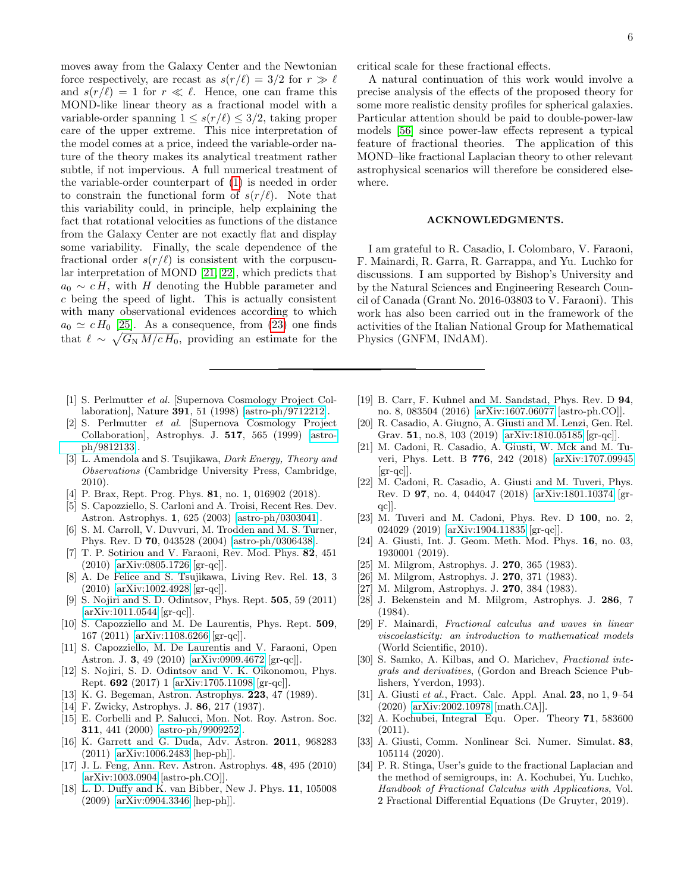moves away from the Galaxy Center and the Newtonian force respectively, are recast as $s(r/\ell) = 3/2$ for $r \gg \ell$ and $s(r/\ell) = 1$ for $r \ll \ell$. Hence, one can frame this MOND-like linear theory as a fractional model with a variable-order spanning $1 \leq s(r/\ell) \leq 3/2$, taking proper care of the upper extreme. This nice interpretation of the model comes at a price, indeed the variable-order nature of the theory makes its analytical treatment rather subtle, if not impervious. A full numerical treatment of the variable-order counterpart of (1) is needed in order to constrain the functional form of $s(r/\ell)$. Note that this variability could, in principle, help explaining the fact that rotational velocities as functions of the distance from the Galaxy Center are not exactly flat and display some variability. Finally, the scale dependence of the fractional order $s(r/\ell)$ is consistent with the corpuscular interpretation of MOND [21, 22], which predicts that $a_0 \sim c\, H$, with $H$ denoting the Hubble parameter and $c$ being the speed of light. This is actually consistent with many observational evidences according to which $a_0 \simeq c\, H_0$ [25]. As a consequence, from (23) one finds that $\ell \sim \sqrt{G_N\, M/c\, H_0}$, providing an estimate for the critical scale for these fractional effects.

A natural continuation of this work would involve a precise analysis of the effects of the proposed theory for some more realistic density profiles for spherical galaxies. Particular attention should be paid to double-power-law models [56] since power-law effects represent a typical feature of fractional theories. The application of this MOND–like fractional Laplacian theory to other relevant astrophysical scenarios will therefore be considered elsewhere.

## ACKNOWLEDGMENTS.

I am grateful to R. Casadio, I. Colombaro, V. Faraoni, F. Mainardi, R. Garra, R. Garrappa, and Yu. Luchko for discussions. I am supported by Bishop's University and by the Natural Sciences and Engineering Research Council of Canada (Grant No. 2016-03803 to V. Faraoni). This work has also been carried out in the framework of the activities of the Italian National Group for Mathematical Physics (GNFM, INdAM).

---

[1] S. Perlmutter *et al.* [Supernova Cosmology Project Collaboration], Nature **391**, 51 (1998) [astro-ph/9712212].

[2] S. Perlmutter *et al.* [Supernova Cosmology Project Collaboration], Astrophys. J. **517**, 565 (1999) [astro-ph/9812133].

[3] L. Amendola and S. Tsujikawa, *Dark Energy, Theory and Observations* (Cambridge University Press, Cambridge, 2010).

[4] P. Brax, Rept. Prog. Phys. **81**, no. 1, 016902 (2018).

[5] S. Capozziello, S. Carloni and A. Troisi, Recent Res. Dev. Astron. Astrophys. **1**, 625 (2003) [astro-ph/0303041].

[6] S. M. Carroll, V. Duvvuri, M. Trodden and M. S. Turner, Phys. Rev. D **70**, 043528 (2004) [astro-ph/0306438].

[7] T. P. Sotiriou and V. Faraoni, Rev. Mod. Phys. **82**, 451 (2010) [arXiv:0805.1726 [gr-qc]].

[8] A. De Felice and S. Tsujikawa, Living Rev. Rel. **13**, 3 (2010) [arXiv:1002.4928 [gr-qc]].

[9] S. Nojiri and S. D. Odintsov, Phys. Rept. **505**, 59 (2011) [arXiv:1011.0544 [gr-qc]].

[10] S. Capozziello and M. De Laurentis, Phys. Rept. **509**, 167 (2011) [arXiv:1108.6266 [gr-qc]].

[11] S. Capozziello, M. De Laurentis and V. Faraoni, Open Astron. J. **3**, 49 (2010) [arXiv:0909.4672 [gr-qc]].

[12] S. Nojiri, S. D. Odintsov and V. K. Oikonomou, Phys. Rept. **692** (2017) 1 [arXiv:1705.11098 [gr-qc]].

[13] K. G. Begeman, Astron. Astrophys. **223**, 47 (1989).

[14] F. Zwicky, Astrophys. J. **86**, 217 (1937).

[15] E. Corbelli and P. Salucci, Mon. Not. Roy. Astron. Soc. **311**, 441 (2000) [astro-ph/9909252].

[16] K. Garrett and G. Duda, Adv. Astron. **2011**, 968283 (2011) [arXiv:1006.2483 [hep-ph]].

[17] J. L. Feng, Ann. Rev. Astron. Astrophys. **48**, 495 (2010) [arXiv:1003.0904 [astro-ph.CO]].

[18] L. D. Duffy and K. van Bibber, New J. Phys. **11**, 105008 (2009) [arXiv:0904.3346 [hep-ph]].

[19] B. Carr, F. Kuhnel and M. Sandstad, Phys. Rev. D **94**, no. 8, 083504 (2016) [arXiv:1607.06077 [astro-ph.CO]].

[20] R. Casadio, A. Giugno, A. Giusti and M. Lenzi, Gen. Rel. Grav. **51**, no.8, 103 (2019) [arXiv:1810.05185 [gr-qc]].

[21] M. Cadoni, R. Casadio, A. Giusti, W. Mck and M. Tuveri, Phys. Lett. B **776**, 242 (2018) [arXiv:1707.09945 [gr-qc]].

[22] M. Cadoni, R. Casadio, A. Giusti and M. Tuveri, Phys. Rev. D **97**, no. 4, 044047 (2018) [arXiv:1801.10374 [gr-qc]].

[23] M. Tuveri and M. Cadoni, Phys. Rev. D **100**, no. 2, 024029 (2019) [arXiv:1904.11835 [gr-qc]].

[24] A. Giusti, Int. J. Geom. Meth. Mod. Phys. **16**, no. 03, 1930001 (2019).

[25] M. Milgrom, Astrophys. J. **270**, 365 (1983).

[26] M. Milgrom, Astrophys. J. **270**, 371 (1983).

[27] M. Milgrom, Astrophys. J. **270**, 384 (1983).

[28] J. Bekenstein and M. Milgrom, Astrophys. J. **286**, 7 (1984).

[29] F. Mainardi, *Fractional calculus and waves in linear viscoelasticity: an introduction to mathematical models* (World Scientific, 2010).

[30] S. Samko, A. Kilbas, and O. Marichev, *Fractional integrals and derivatives*, (Gordon and Breach Science Publishers, Yverdon, 1993).

[31] A. Giusti *et al.*, Fract. Calc. Appl. Anal. **23**, no 1, 9–54 (2020) [arXiv:2002.10978 [math.CA]].

[32] A. Kochubei, Integral Equ. Oper. Theory **71**, 583600 (2011).

[33] A. Giusti, Comm. Nonlinear Sci. Numer. Simulat. **83**, 105114 (2020).

[34] P. R. Stinga, User's guide to the fractional Laplacian and the method of semigroups, in: A. Kochubei, Yu. Luchko, *Handbook of Fractional Calculus with Applications*, Vol. 2 Fractional Differential Equations (De Gruyter, 2019).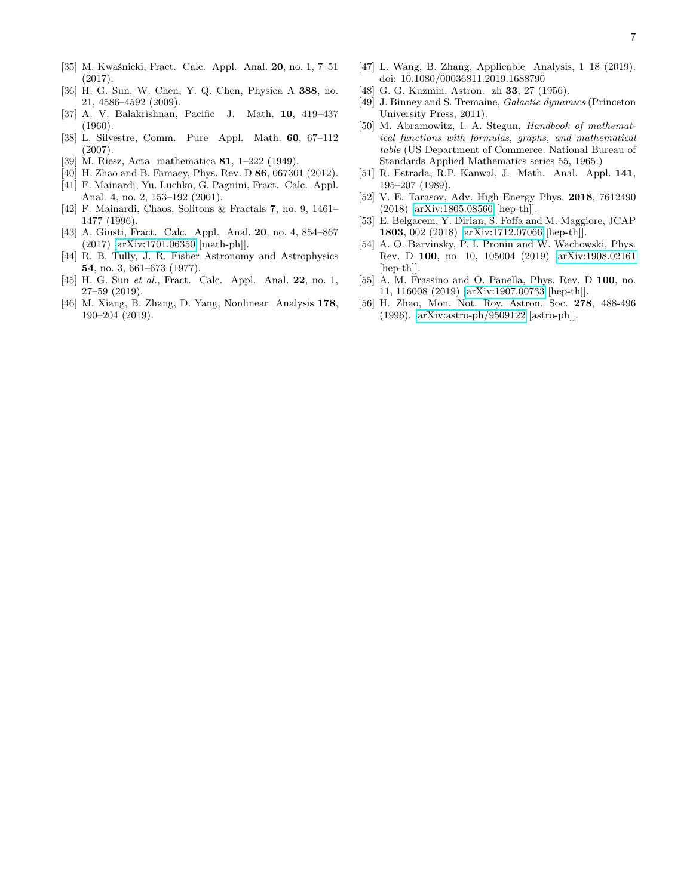[35] M. Kwaśnicki, Fract. Calc. Appl. Anal. **20**, no. 1, 7–51 (2017).

[36] H. G. Sun, W. Chen, Y. Q. Chen, Physica A **388**, no. 21, 4586–4592 (2009).

[37] A. V. Balakrishnan, Pacific J. Math. **10**, 419–437 (1960).

[38] L. Silvestre, Comm. Pure Appl. Math. **60**, 67–112 (2007).

[39] M. Riesz, Acta mathematica **81**, 1–222 (1949).

[40] H. Zhao and B. Famaey, Phys. Rev. D **86**, 067301 (2012).

[41] F. Mainardi, Yu. Luchko, G. Pagnini, Fract. Calc. Appl. Anal. **4**, no. 2, 153–192 (2001).

[42] F. Mainardi, Chaos, Solitons & Fractals **7**, no. 9, 1461–1477 (1996).

[43] A. Giusti, Fract. Calc. Appl. Anal. **20**, no. 4, 854–867 (2017) [arXiv:1701.06350 [math-ph]].

[44] R. B. Tully, J. R. Fisher Astronomy and Astrophysics **54**, no. 3, 661–673 (1977).

[45] H. G. Sun *et al.*, Fract. Calc. Appl. Anal. **22**, no. 1, 27–59 (2019).

[46] M. Xiang, B. Zhang, D. Yang, Nonlinear Analysis **178**, 190–204 (2019).

[47] L. Wang, B. Zhang, Applicable Analysis, 1–18 (2019). doi: 10.1080/00036811.2019.1688790

[48] G. G. Kuzmin, Astron. zh **33**, 27 (1956).

[49] J. Binney and S. Tremaine, *Galactic dynamics* (Princeton University Press, 2011).

[50] M. Abramowitz, I. A. Stegun, *Handbook of mathematical functions with formulas, graphs, and mathematical table* (US Department of Commerce. National Bureau of Standards Applied Mathematics series 55, 1965.)

[51] R. Estrada, R.P. Kanwal, J. Math. Anal. Appl. **141**, 195–207 (1989).

[52] V. E. Tarasov, Adv. High Energy Phys. **2018**, 7612490 (2018) [arXiv:1805.08566 [hep-th]].

[53] E. Belgacem, Y. Dirian, S. Foffa and M. Maggiore, JCAP **1803**, 002 (2018) [arXiv:1712.07066 [hep-th]].

[54] A. O. Barvinsky, P. I. Pronin and W. Wachowski, Phys. Rev. D **100**, no. 10, 105004 (2019) [arXiv:1908.02161 [hep-th]].

[55] A. M. Frassino and O. Panella, Phys. Rev. D **100**, no. 11, 116008 (2019) [arXiv:1907.00733 [hep-th]].

[56] H. Zhao, Mon. Not. Roy. Astron. Soc. **278**, 488-496 (1996). [arXiv:astro-ph/9509122 [astro-ph]].